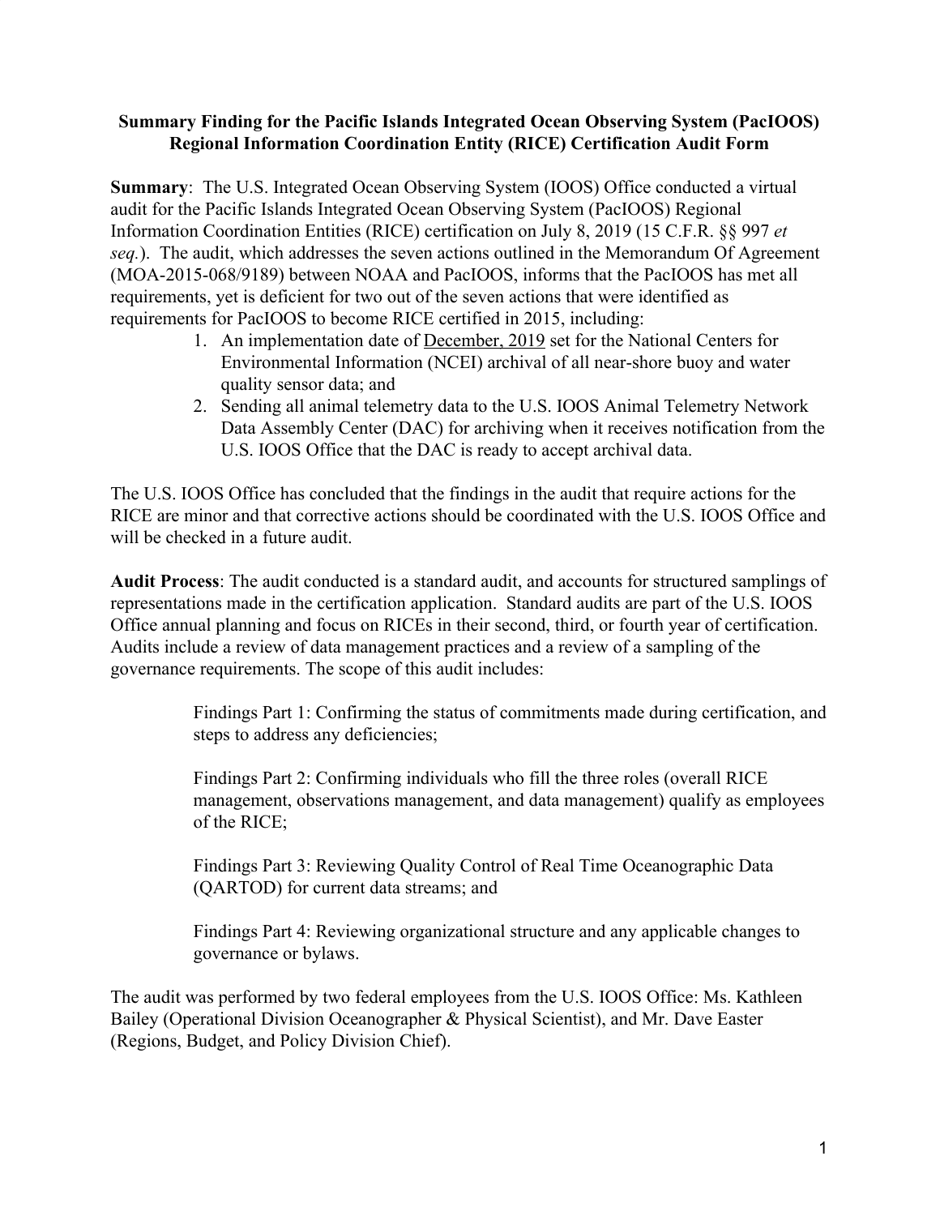**Summary Finding for the Pacific Islands Integrated Ocean Observing System (PacIOOS) Regional Information Coordination Entity (RICE) Certification Audit Form**

**Summary**: The U.S. Integrated Ocean Observing System (IOOS) Office conducted a virtual audit for the Pacific Islands Integrated Ocean Observing System (PacIOOS) Regional Information Coordination Entities (RICE) certification on July 8, 2019 (15 C.F.R. §§ 997 *et seq.*). The audit, which addresses the seven actions outlined in the Memorandum Of Agreement (MOA-2015-068/9189) between NOAA and PacIOOS, informs that the PacIOOS has met all requirements, yet is deficient for two out of the seven actions that were identified as requirements for PacIOOS to become RICE certified in 2015, including:

1. An implementation date of <u>December, 2019</u> set for the National Centers for Environmental Information (NCEI) archival of all near-shore buoy and water quality sensor data; and
2. Sending all animal telemetry data to the U.S. IOOS Animal Telemetry Network Data Assembly Center (DAC) for archiving when it receives notification from the U.S. IOOS Office that the DAC is ready to accept archival data.

The U.S. IOOS Office has concluded that the findings in the audit that require actions for the RICE are minor and that corrective actions should be coordinated with the U.S. IOOS Office and will be checked in a future audit.

**Audit Process**: The audit conducted is a standard audit, and accounts for structured samplings of representations made in the certification application. Standard audits are part of the U.S. IOOS Office annual planning and focus on RICEs in their second, third, or fourth year of certification. Audits include a review of data management practices and a review of a sampling of the governance requirements. The scope of this audit includes:

> Findings Part 1: Confirming the status of commitments made during certification, and steps to address any deficiencies;
>
> Findings Part 2: Confirming individuals who fill the three roles (overall RICE management, observations management, and data management) qualify as employees of the RICE;
>
> Findings Part 3: Reviewing Quality Control of Real Time Oceanographic Data (QARTOD) for current data streams; and
>
> Findings Part 4: Reviewing organizational structure and any applicable changes to governance or bylaws.

The audit was performed by two federal employees from the U.S. IOOS Office: Ms. Kathleen Bailey (Operational Division Oceanographer & Physical Scientist), and Mr. Dave Easter (Regions, Budget, and Policy Division Chief).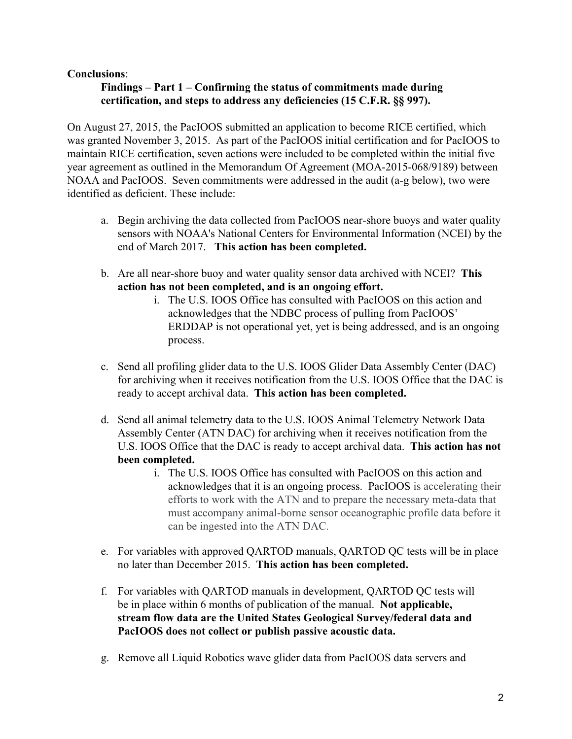**Conclusions**:

**Findings – Part 1 – Confirming the status of commitments made during certification, and steps to address any deficiencies (15 C.F.R. §§ 997).**

On August 27, 2015, the PacIOOS submitted an application to become RICE certified, which was granted November 3, 2015. As part of the PacIOOS initial certification and for PacIOOS to maintain RICE certification, seven actions were included to be completed within the initial five year agreement as outlined in the Memorandum Of Agreement (MOA-2015-068/9189) between NOAA and PacIOOS. Seven commitments were addressed in the audit (a-g below), two were identified as deficient. These include:

a. Begin archiving the data collected from PacIOOS near-shore buoys and water quality sensors with NOAA's National Centers for Environmental Information (NCEI) by the end of March 2017. **This action has been completed.**

b. Are all near-shore buoy and water quality sensor data archived with NCEI? **This action has not been completed, and is an ongoing effort.**
   i. The U.S. IOOS Office has consulted with PacIOOS on this action and acknowledges that the NDBC process of pulling from PacIOOS' ERDDAP is not operational yet, yet is being addressed, and is an ongoing process.

c. Send all profiling glider data to the U.S. IOOS Glider Data Assembly Center (DAC) for archiving when it receives notification from the U.S. IOOS Office that the DAC is ready to accept archival data. **This action has been completed.**

d. Send all animal telemetry data to the U.S. IOOS Animal Telemetry Network Data Assembly Center (ATN DAC) for archiving when it receives notification from the U.S. IOOS Office that the DAC is ready to accept archival data. **This action has not been completed.**
   i. The U.S. IOOS Office has consulted with PacIOOS on this action and acknowledges that it is an ongoing process. PacIOOS is accelerating their efforts to work with the ATN and to prepare the necessary meta-data that must accompany animal-borne sensor oceanographic profile data before it can be ingested into the ATN DAC.

e. For variables with approved QARTOD manuals, QARTOD QC tests will be in place no later than December 2015. **This action has been completed.**

f. For variables with QARTOD manuals in development, QARTOD QC tests will be in place within 6 months of publication of the manual. **Not applicable, stream flow data are the United States Geological Survey/federal data and PacIOOS does not collect or publish passive acoustic data.**

g. Remove all Liquid Robotics wave glider data from PacIOOS data servers and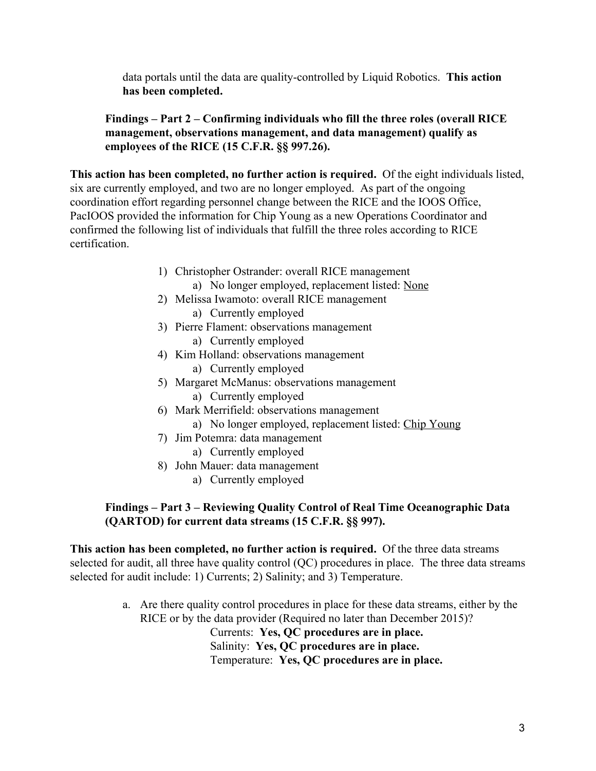data portals until the data are quality-controlled by Liquid Robotics. **This action has been completed.**

**Findings – Part 2 – Confirming individuals who fill the three roles (overall RICE management, observations management, and data management) qualify as employees of the RICE (15 C.F.R. §§ 997.26).**

**This action has been completed, no further action is required.** Of the eight individuals listed, six are currently employed, and two are no longer employed. As part of the ongoing coordination effort regarding personnel change between the RICE and the IOOS Office, PacIOOS provided the information for Chip Young as a new Operations Coordinator and confirmed the following list of individuals that fulfill the three roles according to RICE certification.

1) Christopher Ostrander: overall RICE management
    a) No longer employed, replacement listed: None
2) Melissa Iwamoto: overall RICE management
    a) Currently employed
3) Pierre Flament: observations management
    a) Currently employed
4) Kim Holland: observations management
    a) Currently employed
5) Margaret McManus: observations management
    a) Currently employed
6) Mark Merrifield: observations management
    a) No longer employed, replacement listed: Chip Young
7) Jim Potemra: data management
    a) Currently employed
8) John Mauer: data management
    a) Currently employed

**Findings – Part 3 – Reviewing Quality Control of Real Time Oceanographic Data (QARTOD) for current data streams (15 C.F.R. §§ 997).**

**This action has been completed, no further action is required.** Of the three data streams selected for audit, all three have quality control (QC) procedures in place. The three data streams selected for audit include: 1) Currents; 2) Salinity; and 3) Temperature.

a. Are there quality control procedures in place for these data streams, either by the RICE or by the data provider (Required no later than December 2015)?

    Currents: **Yes, QC procedures are in place.**
    Salinity: **Yes, QC procedures are in place.**
    Temperature: **Yes, QC procedures are in place.**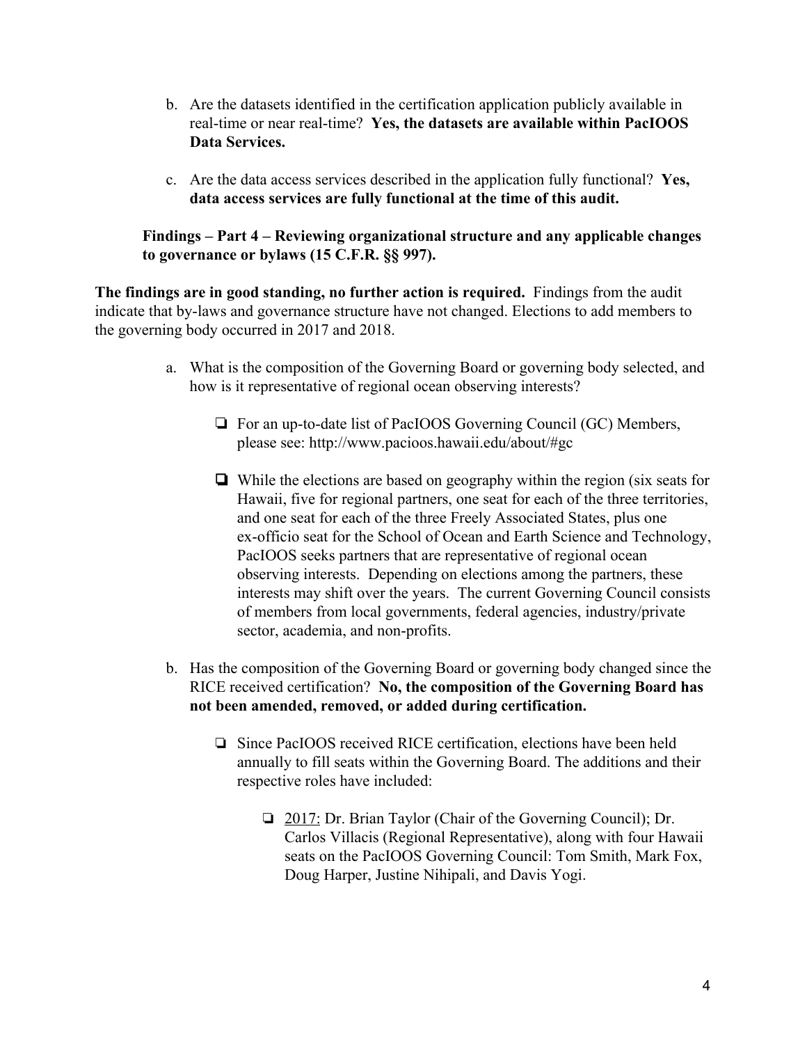b. Are the datasets identified in the certification application publicly available in real-time or near real-time? **Yes, the datasets are available within PacIOOS Data Services.**

c. Are the data access services described in the application fully functional? **Yes, data access services are fully functional at the time of this audit.**

**Findings – Part 4 – Reviewing organizational structure and any applicable changes to governance or bylaws (15 C.F.R. §§ 997).**

**The findings are in good standing, no further action is required.** Findings from the audit indicate that by-laws and governance structure have not changed. Elections to add members to the governing body occurred in 2017 and 2018.

a. What is the composition of the Governing Board or governing body selected, and how is it representative of regional ocean observing interests?

- ❏ For an up-to-date list of PacIOOS Governing Council (GC) Members, please see: http://www.pacioos.hawaii.edu/about/#gc
- ❏ While the elections are based on geography within the region (six seats for Hawaii, five for regional partners, one seat for each of the three territories, and one seat for each of the three Freely Associated States, plus one ex-officio seat for the School of Ocean and Earth Science and Technology, PacIOOS seeks partners that are representative of regional ocean observing interests. Depending on elections among the partners, these interests may shift over the years. The current Governing Council consists of members from local governments, federal agencies, industry/private sector, academia, and non-profits.

b. Has the composition of the Governing Board or governing body changed since the RICE received certification? **No, the composition of the Governing Board has not been amended, removed, or added during certification.**

- ❏ Since PacIOOS received RICE certification, elections have been held annually to fill seats within the Governing Board. The additions and their respective roles have included:
  - ❏ <u>2017:</u> Dr. Brian Taylor (Chair of the Governing Council); Dr. Carlos Villacis (Regional Representative), along with four Hawaii seats on the PacIOOS Governing Council: Tom Smith, Mark Fox, Doug Harper, Justine Nihipali, and Davis Yogi.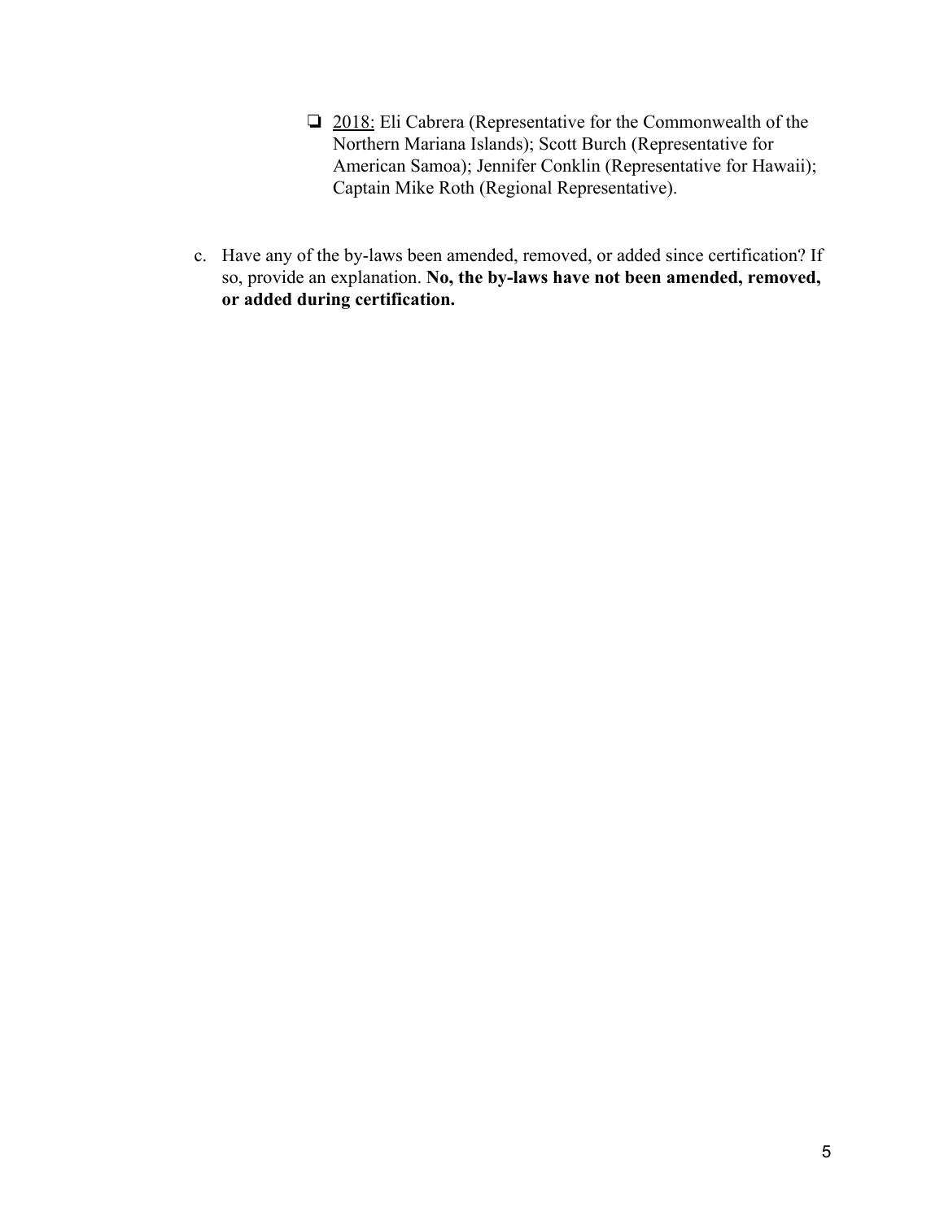- <u>2018:</u> Eli Cabrera (Representative for the Commonwealth of the Northern Mariana Islands); Scott Burch (Representative for American Samoa); Jennifer Conklin (Representative for Hawaii); Captain Mike Roth (Regional Representative).

c. Have any of the by-laws been amended, removed, or added since certification? If so, provide an explanation. **No, the by-laws have not been amended, removed, or added during certification.**